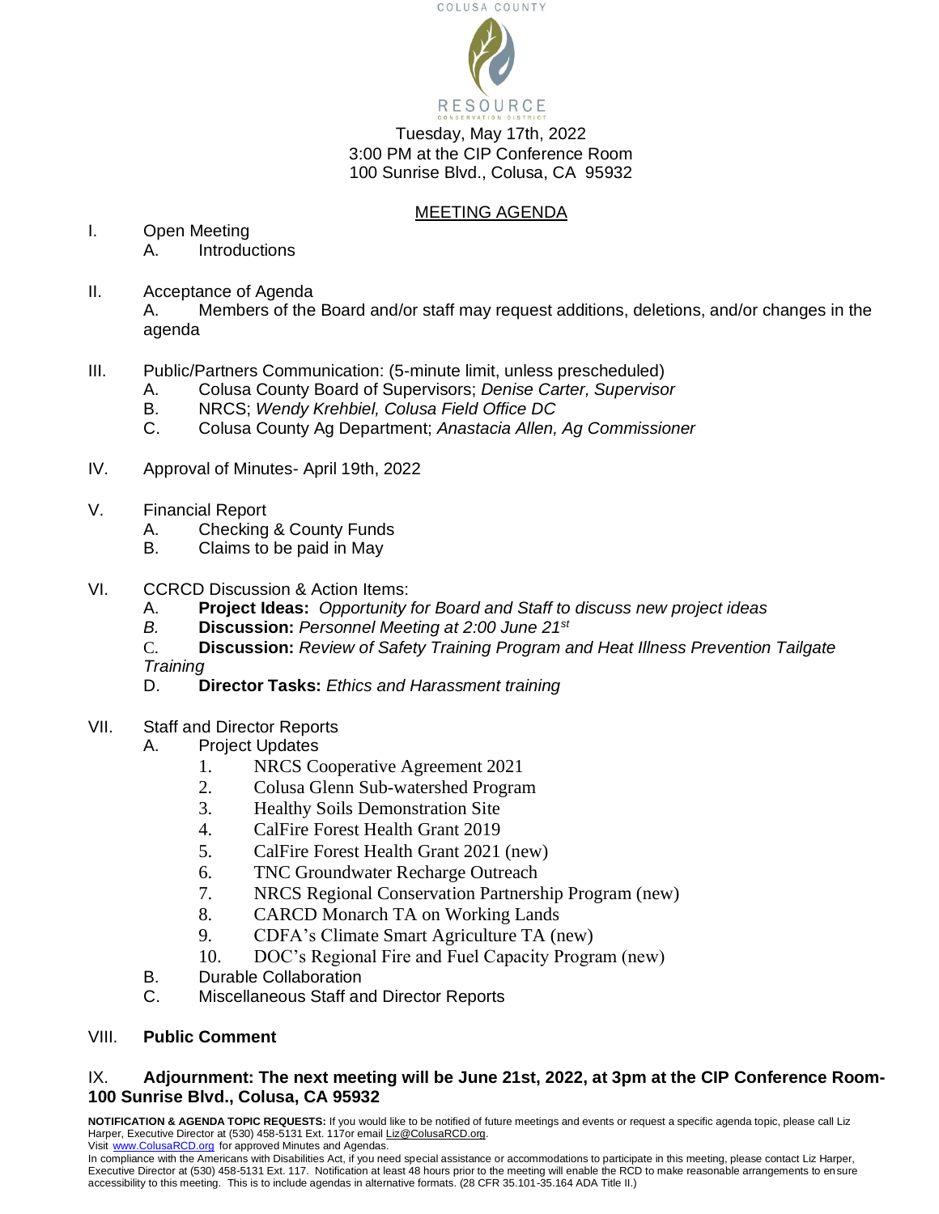COLUSA COUNTY

RESOURCE
CONSERVATION DISTRICT

Tuesday, May 17th, 2022
3:00 PM at the CIP Conference Room
100 Sunrise Blvd., Colusa, CA 95932

## MEETING AGENDA

I. Open Meeting
   A. Introductions

II. Acceptance of Agenda
   A. Members of the Board and/or staff may request additions, deletions, and/or changes in the agenda

III. Public/Partners Communication: (5-minute limit, unless prescheduled)
   A. Colusa County Board of Supervisors; *Denise Carter, Supervisor*
   B. NRCS; *Wendy Krehbiel, Colusa Field Office DC*
   C. Colusa County Ag Department; *Anastacia Allen, Ag Commissioner*

IV. Approval of Minutes- April 19th, 2022

V. Financial Report
   A. Checking & County Funds
   B. Claims to be paid in May

VI. CCRCD Discussion & Action Items:
   A. **Project Ideas:** *Opportunity for Board and Staff to discuss new project ideas*
   *B.* **Discussion:** *Personnel Meeting at 2:00 June 21st*
   C. **Discussion:** *Review of Safety Training Program and Heat Illness Prevention Tailgate Training*
   D. **Director Tasks:** *Ethics and Harassment training*

VII. Staff and Director Reports
   A. Project Updates
      1. NRCS Cooperative Agreement 2021
      2. Colusa Glenn Sub-watershed Program
      3. Healthy Soils Demonstration Site
      4. CalFire Forest Health Grant 2019
      5. CalFire Forest Health Grant 2021 (new)
      6. TNC Groundwater Recharge Outreach
      7. NRCS Regional Conservation Partnership Program (new)
      8. CARCD Monarch TA on Working Lands
      9. CDFA's Climate Smart Agriculture TA (new)
      10. DOC's Regional Fire and Fuel Capacity Program (new)
   B. Durable Collaboration
   C. Miscellaneous Staff and Director Reports

VIII. **Public Comment**

IX. **Adjournment: The next meeting will be June 21st, 2022, at 3pm at the CIP Conference Room-100 Sunrise Blvd., Colusa, CA 95932**

**NOTIFICATION & AGENDA TOPIC REQUESTS:** If you would like to be notified of future meetings and events or request a specific agenda topic, please call Liz Harper, Executive Director at (530) 458-5131 Ext. 117or email Liz@ColusaRCD.org.
Visit www.ColusaRCD.org for approved Minutes and Agendas.
In compliance with the Americans with Disabilities Act, if you need special assistance or accommodations to participate in this meeting, please contact Liz Harper, Executive Director at (530) 458-5131 Ext. 117. Notification at least 48 hours prior to the meeting will enable the RCD to make reasonable arrangements to ensure accessibility to this meeting. This is to include agendas in alternative formats. (28 CFR 35.101-35.164 ADA Title II.)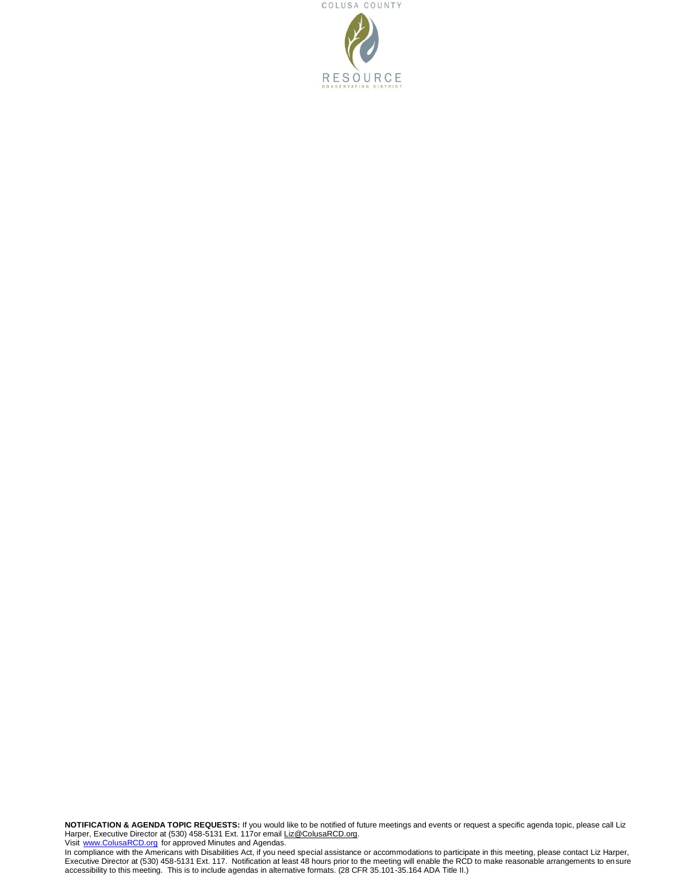COLUSA COUNTY

RESOURCE

CONSERVATION DISTRICT

**NOTIFICATION & AGENDA TOPIC REQUESTS:** If you would like to be notified of future meetings and events or request a specific agenda topic, please call Liz Harper, Executive Director at (530) 458-5131 Ext. 117or email Liz@ColusaRCD.org.
Visit www.ColusaRCD.org for approved Minutes and Agendas.
In compliance with the Americans with Disabilities Act, if you need special assistance or accommodations to participate in this meeting, please contact Liz Harper, Executive Director at (530) 458-5131 Ext. 117. Notification at least 48 hours prior to the meeting will enable the RCD to make reasonable arrangements to ensure accessibility to this meeting. This is to include agendas in alternative formats. (28 CFR 35.101-35.164 ADA Title II.)